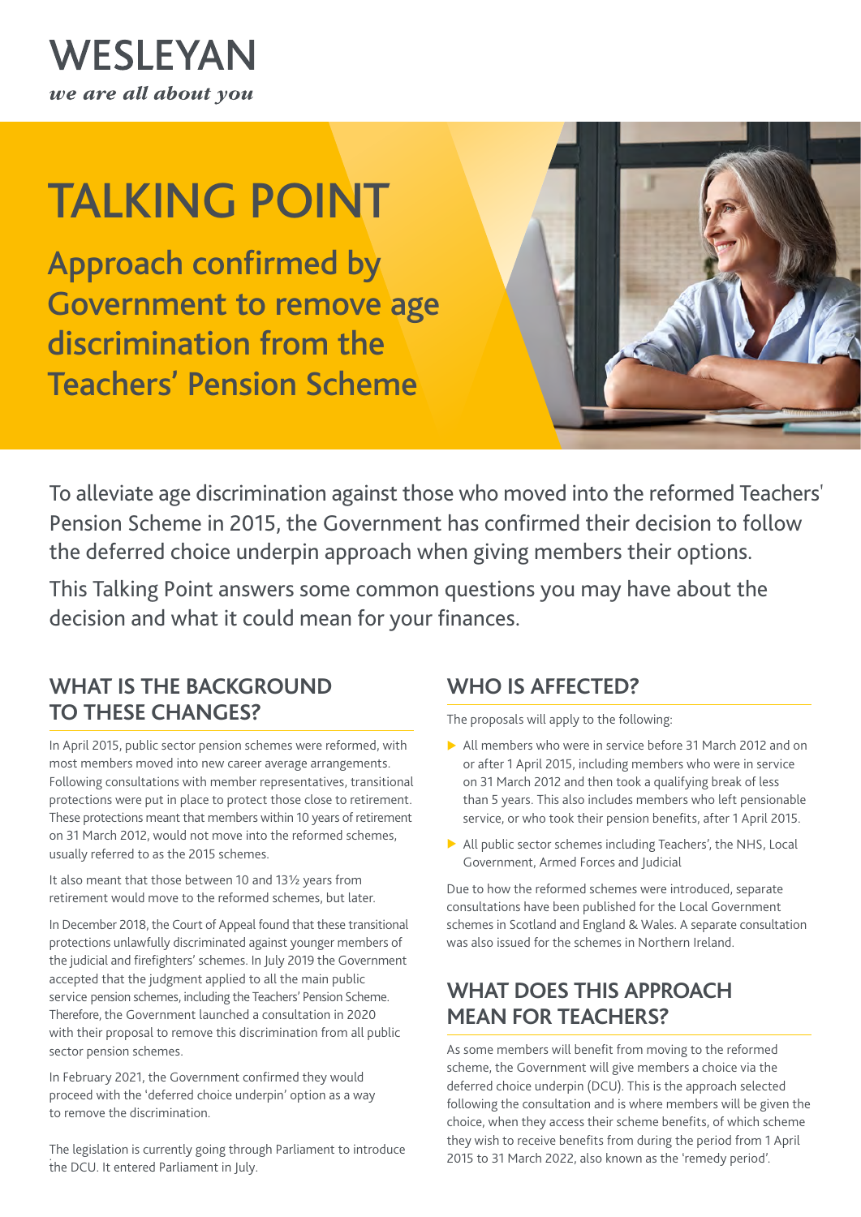WESLEYAN

*we are all about you*

# TALKING POINT

## Approach confirmed by Government to remove age discrimination from the Teachers' Pension Scheme

To alleviate age discrimination against those who moved into the reformed Teachers' Pension Scheme in 2015, the Government has confirmed their decision to follow the deferred choice underpin approach when giving members their options.

This Talking Point answers some common questions you may have about the decision and what it could mean for your finances.

## WHAT IS THE BACKGROUND TO THESE CHANGES?

In April 2015, public sector pension schemes were reformed, with most members moved into new career average arrangements. Following consultations with member representatives, transitional protections were put in place to protect those close to retirement. These protections meant that members within 10 years of retirement on 31 March 2012, would not move into the reformed schemes, usually referred to as the 2015 schemes.

It also meant that those between 10 and 13½ years from retirement would move to the reformed schemes, but later.

In December 2018, the Court of Appeal found that these transitional protections unlawfully discriminated against younger members of the judicial and firefighters' schemes. In July 2019 the Government accepted that the judgment applied to all the main public service pension schemes, including the Teachers' Pension Scheme. Therefore, the Government launched a consultation in 2020 with their proposal to remove this discrimination from all public sector pension schemes.

In February 2021, the Government confirmed they would proceed with the 'deferred choice underpin' option as a way to remove the discrimination.

The legislation is currently going through Parliament to introduce the DCU. It entered Parliament in July.

## WHO IS AFFECTED?

The proposals will apply to the following:

- All members who were in service before 31 March 2012 and on or after 1 April 2015, including members who were in service on 31 March 2012 and then took a qualifying break of less than 5 years. This also includes members who left pensionable service, or who took their pension benefits, after 1 April 2015.
- All public sector schemes including Teachers', the NHS, Local Government, Armed Forces and Judicial

Due to how the reformed schemes were introduced, separate consultations have been published for the Local Government schemes in Scotland and England & Wales. A separate consultation was also issued for the schemes in Northern Ireland.

## WHAT DOES THIS APPROACH MEAN FOR TEACHERS?

As some members will benefit from moving to the reformed scheme, the Government will give members a choice via the deferred choice underpin (DCU). This is the approach selected following the consultation and is where members will be given the choice, when they access their scheme benefits, of which scheme they wish to receive benefits from during the period from 1 April 2015 to 31 March 2022, also known as the 'remedy period'.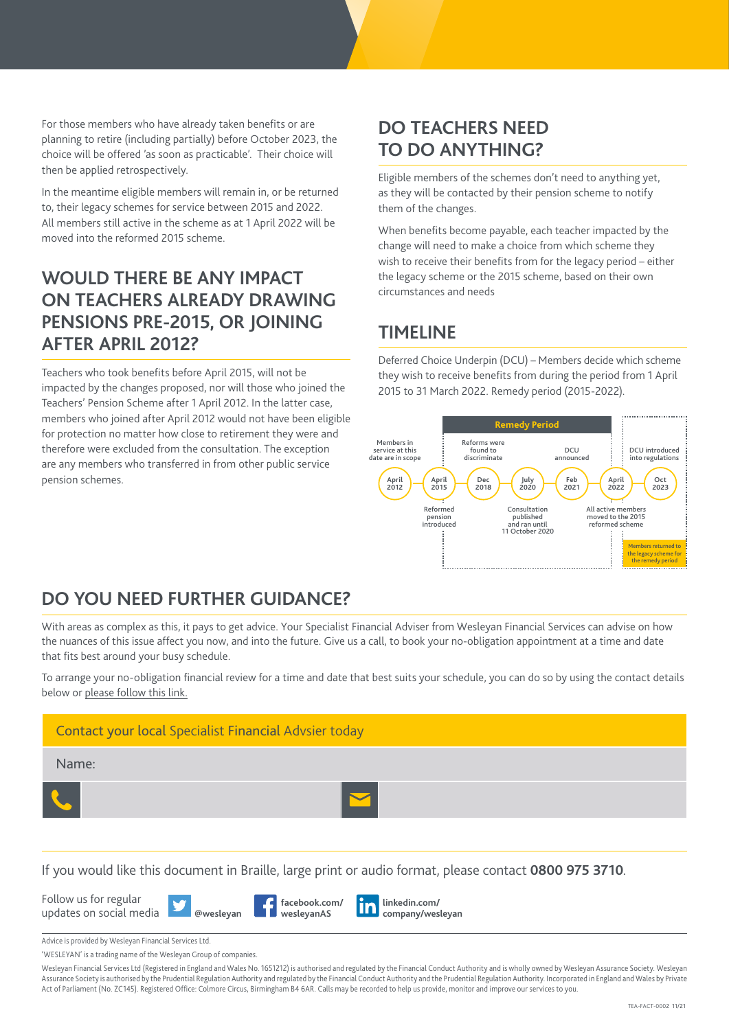For those members who have already taken benefits or are planning to retire (including partially) before October 2023, the choice will be offered 'as soon as practicable'. Their choice will then be applied retrospectively.

In the meantime eligible members will remain in, or be returned to, their legacy schemes for service between 2015 and 2022. All members still active in the scheme as at 1 April 2022 will be moved into the reformed 2015 scheme.

## WOULD THERE BE ANY IMPACT ON TEACHERS ALREADY DRAWING PENSIONS PRE-2015, OR JOINING AFTER APRIL 2012?

Teachers who took benefits before April 2015, will not be impacted by the changes proposed, nor will those who joined the Teachers' Pension Scheme after 1 April 2012. In the latter case, members who joined after April 2012 would not have been eligible for protection no matter how close to retirement they were and therefore were excluded from the consultation. The exception are any members who transferred in from other public service pension schemes.

## DO TEACHERS NEED TO DO ANYTHING?

Eligible members of the schemes don't need to anything yet, as they will be contacted by their pension scheme to notify them of the changes.

When benefits become payable, each teacher impacted by the change will need to make a choice from which scheme they wish to receive their benefits from for the legacy period – either the legacy scheme or the 2015 scheme, based on their own circumstances and needs

## TIMELINE

Deferred Choice Underpin (DCU) – Members decide which scheme they wish to receive benefits from during the period from 1 April 2015 to 31 March 2022. Remedy period (2015-2022).

Remedy Period

April 2012 – Members in service at this date are in scope

April 2015 – Reformed pension introduced

Dec 2018 – Reforms were found to discriminate

July 2020 – Consultation published and ran until 11 October 2020

Feb 2021 – DCU announced

April 2022 – All active members moved to the 2015 reformed scheme

Oct 2023 – DCU introduced into regulations

Members returned to the legacy scheme for the remedy period

## DO YOU NEED FURTHER GUIDANCE?

With areas as complex as this, it pays to get advice. Your Specialist Financial Adviser from Wesleyan Financial Services can advise on how the nuances of this issue affect you now, and into the future. Give us a call, to book your no-obligation appointment at a time and date that fits best around your busy schedule.

To arrange your no-obligation financial review for a time and date that best suits your schedule, you can do so by using the contact details below or please follow this link.

**Contact your local Specialist Financial Advsier today**

Name:

If you would like this document in Braille, large print or audio format, please contact **0800 975 3710**.

Follow us for regular updates on social media @wesleyan facebook.com/wesleyanAS linkedin.com/company/wesleyan

Advice is provided by Wesleyan Financial Services Ltd.

'WESLEYAN' is a trading name of the Wesleyan Group of companies.

Wesleyan Financial Services Ltd (Registered in England and Wales No. 1651212) is authorised and regulated by the Financial Conduct Authority and is wholly owned by Wesleyan Assurance Society. Wesleyan Assurance Society is authorised by the Prudential Regulation Authority and regulated by the Financial Conduct Authority and the Prudential Regulation Authority. Incorporated in England and Wales by Private Act of Parliament (No. ZC145). Registered Office: Colmore Circus, Birmingham B4 6AR. Calls may be recorded to help us provide, monitor and improve our services to you.

TEA-FACT-0002 11/21